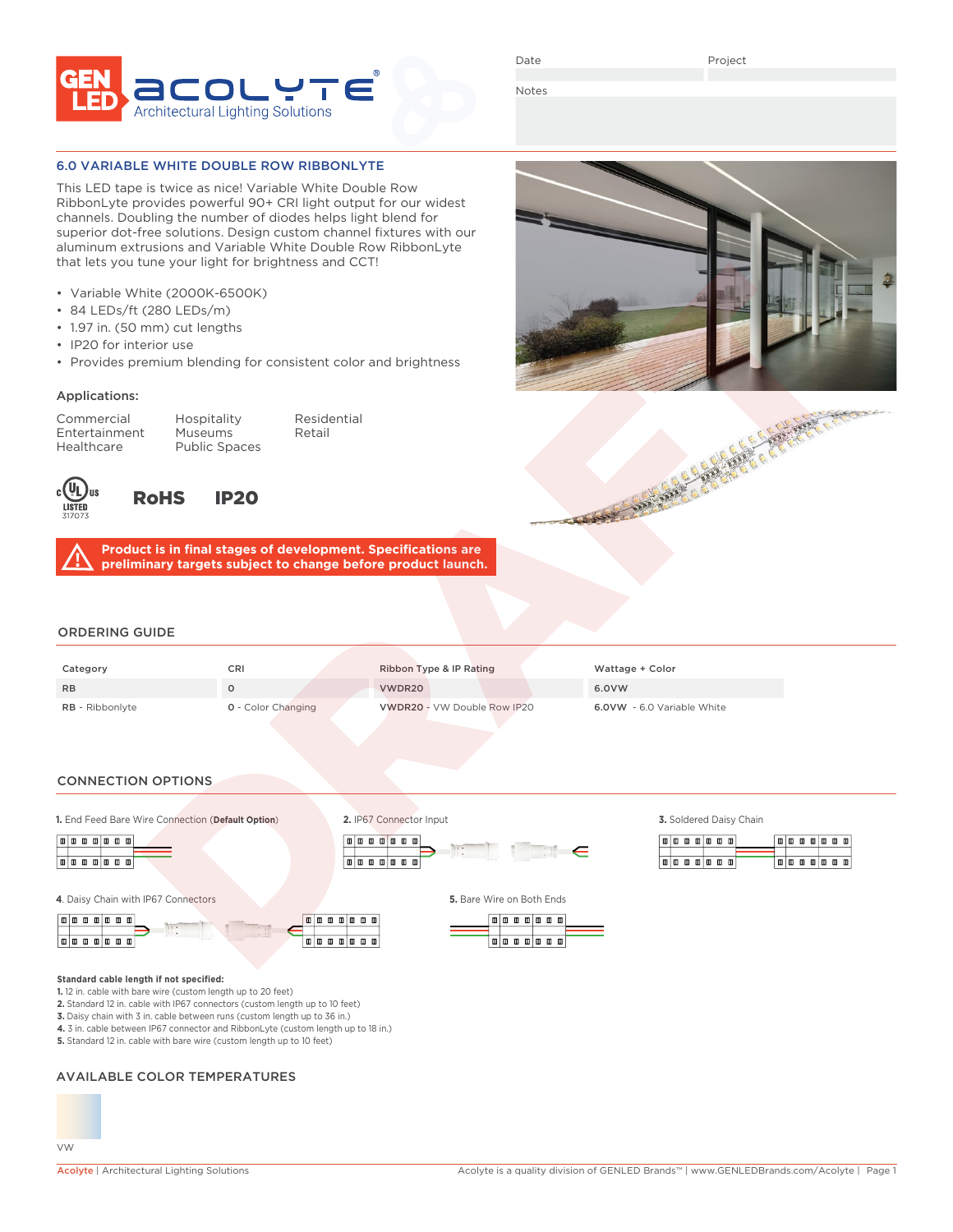GEN LED | ACOLYTE® Architectural Lighting Solutions

Date | Project

Notes

## 6.0 VARIABLE WHITE DOUBLE ROW RIBBONLYTE

This LED tape is twice as nice! Variable White Double Row RibbonLyte provides powerful 90+ CRI light output for our widest channels. Doubling the number of diodes helps light blend for superior dot-free solutions. Design custom channel fixtures with our aluminum extrusions and Variable White Double Row RibbonLyte that lets you tune your light for brightness and CCT!

- Variable White (2000K-6500K)
- 84 LEDs/ft (280 LEDs/m)
- 1.97 in. (50 mm) cut lengths
- IP20 for interior use
- Provides premium blending for consistent color and brightness

### Applications:

| | | |
|---|---|---|
| Commercial | Hospitality | Residential |
| Entertainment | Museums | Retail |
| Healthcare | Public Spaces | |

cULus LISTED 317073 RoHS IP20

**Product is in final stages of development. Specifications are preliminary targets subject to change before product launch.**

DRAFT

## ORDERING GUIDE

| Category | CRI | Ribbon Type & IP Rating | Wattage + Color |
|---|---|---|---|
| RB | 0 | VWDR20 | 6.0VW |
| **RB** - Ribbonlyte | **0** - Color Changing | **VWDR20** - VW Double Row IP20 | **6.0VW** - 6.0 Variable White |

## CONNECTION OPTIONS

1. End Feed Bare Wire Connection (**Default Option**)
2. IP67 Connector Input
3. Soldered Daisy Chain
4. Daisy Chain with IP67 Connectors
5. Bare Wire on Both Ends

**Standard cable length if not specified:**

**1.** 12 in. cable with bare wire (custom length up to 20 feet)
**2.** Standard 12 in. cable with IP67 connectors (custom length up to 10 feet)
**3.** Daisy chain with 3 in. cable between runs (custom length up to 36 in.)
**4.** 3 in. cable between IP67 connector and RibbonLyte (custom length up to 18 in.)
**5.** Standard 12 in. cable with bare wire (custom length up to 10 feet)

## AVAILABLE COLOR TEMPERATURES

VW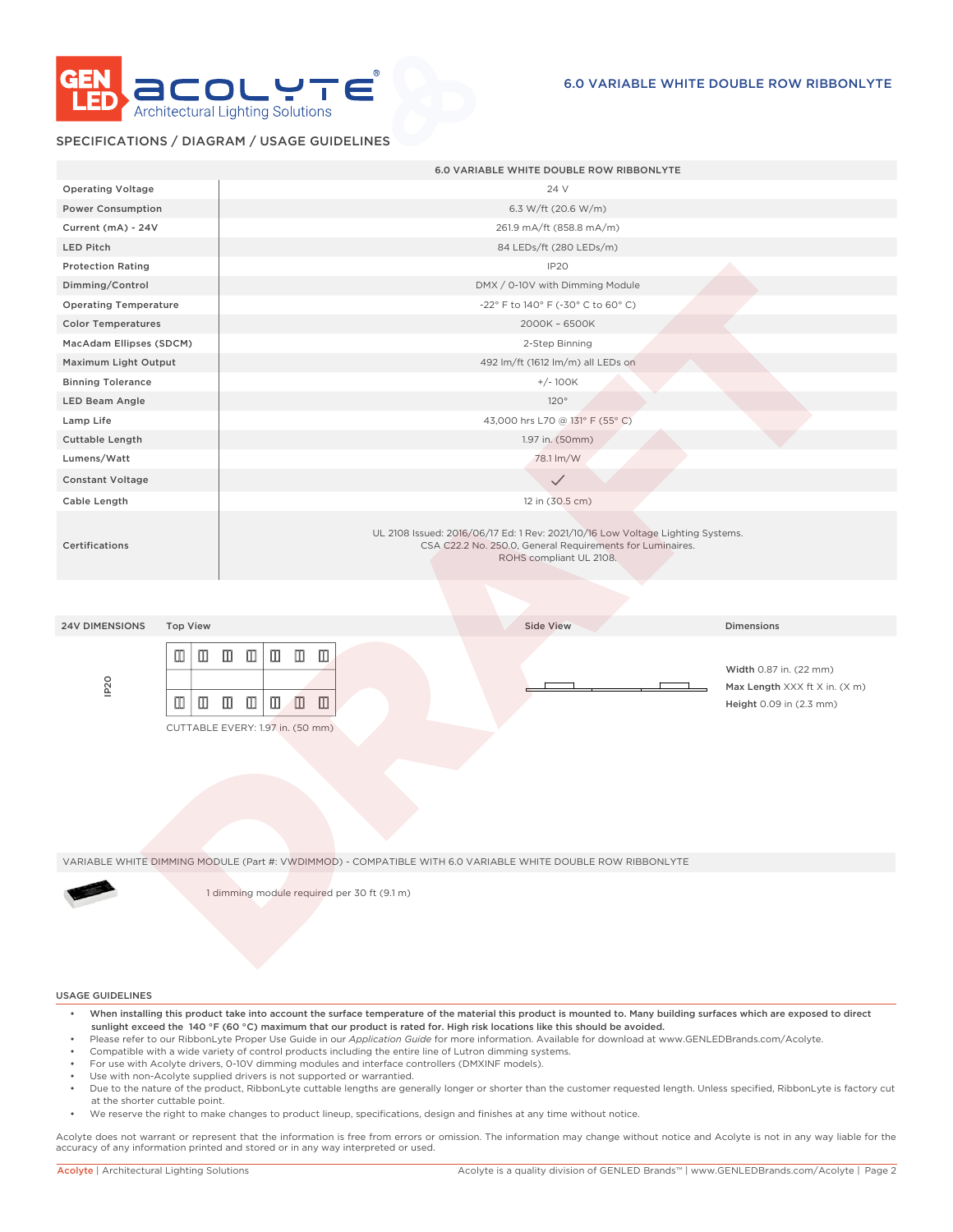## SPECIFICATIONS / DIAGRAM / USAGE GUIDELINES

| | 6.0 VARIABLE WHITE DOUBLE ROW RIBBONLYTE |
|---|---|
| Operating Voltage | 24 V |
| Power Consumption | 6.3 W/ft (20.6 W/m) |
| Current (mA) - 24V | 261.9 mA/ft (858.8 mA/m) |
| LED Pitch | 84 LEDs/ft (280 LEDs/m) |
| Protection Rating | IP20 |
| Dimming/Control | DMX / 0-10V with Dimming Module |
| Operating Temperature | -22° F to 140° F (-30° C to 60° C) |
| Color Temperatures | 2000K - 6500K |
| MacAdam Ellipses (SDCM) | 2-Step Binning |
| Maximum Light Output | 492 lm/ft (1612 lm/m) all LEDs on |
| Binning Tolerance | +/- 100K |
| LED Beam Angle | 120° |
| Lamp Life | 43,000 hrs L70 @ 131° F (55° C) |
| Cuttable Length | 1.97 in. (50mm) |
| Lumens/Watt | 78.1 lm/W |
| Constant Voltage | ✓ |
| Cable Length | 12 in (30.5 cm) |
| Certifications | UL 2108 Issued: 2016/06/17 Ed: 1 Rev: 2021/10/16 Low Voltage Lighting Systems. CSA C22.2 No. 250.0, General Requirements for Luminaires. ROHS compliant UL 2108. |

| 24V DIMENSIONS | Top View | Side View | Dimensions |
|---|---|---|---|
| IP20 | CUTTABLE EVERY: 1.97 in. (50 mm) | | **Width** 0.87 in. (22 mm)<br>**Max Length** XXX ft X in. (X m)<br>**Height** 0.09 in (2.3 mm) |

VARIABLE WHITE DIMMING MODULE (Part #: VWDIMMOD) - COMPATIBLE WITH 6.0 VARIABLE WHITE DOUBLE ROW RIBBONLYTE

1 dimming module required per 30 ft (9.1 m)

### USAGE GUIDELINES

- **When installing this product take into account the surface temperature of the material this product is mounted to. Many building surfaces which are exposed to direct sunlight exceed the 140 °F (60 °C) maximum that our product is rated for. High risk locations like this should be avoided.**
- Please refer to our RibbonLyte Proper Use Guide in our *Application Guide* for more information. Available for download at www.GENLEDBrands.com/Acolyte.
- Compatible with a wide variety of control products including the entire line of Lutron dimming systems.
- For use with Acolyte drivers, 0-10V dimming modules and interface controllers (DMXINF models).
- Use with non-Acolyte supplied drivers is not supported or warrantied.
- Due to the nature of the product, RibbonLyte cuttable lengths are generally longer or shorter than the customer requested length. Unless specified, RibbonLyte is factory cut at the shorter cuttable point.
- We reserve the right to make changes to product lineup, specifications, design and finishes at any time without notice.

Acolyte does not warrant or represent that the information is free from errors or omission. The information may change without notice and Acolyte is not in any way liable for the accuracy of any information printed and stored or in any way interpreted or used.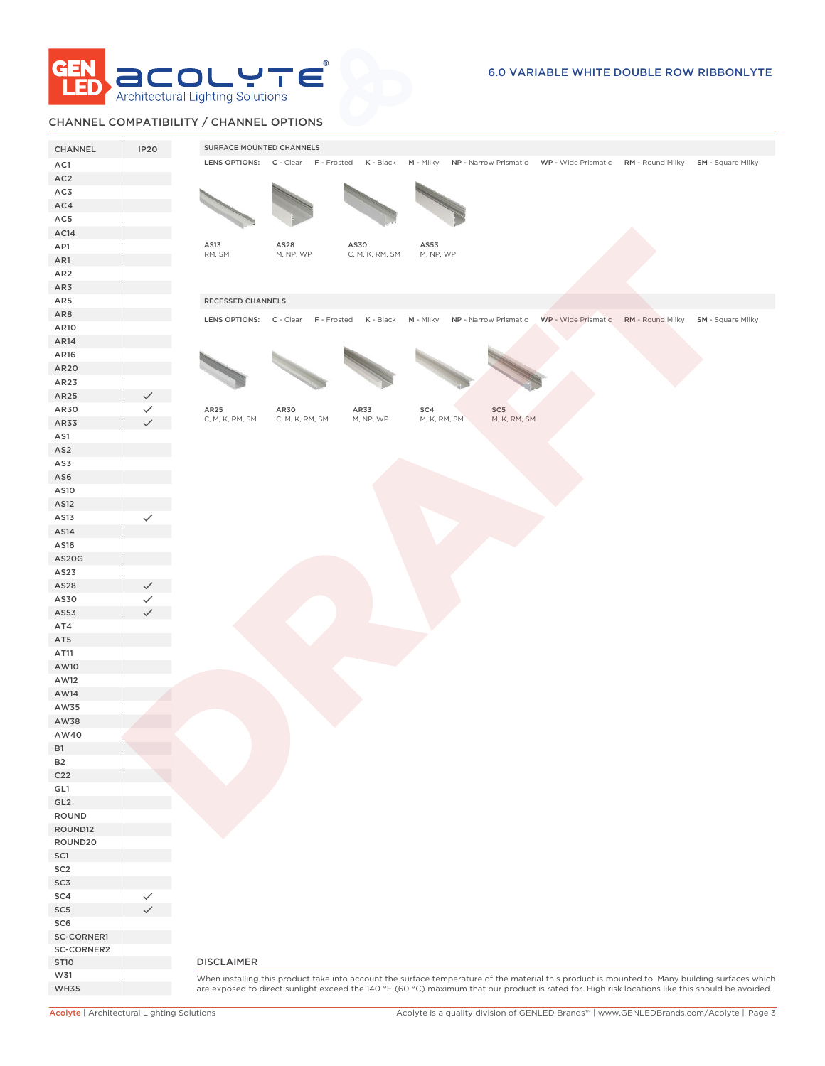## CHANNEL COMPATIBILITY / CHANNEL OPTIONS

| CHANNEL | IP20 |
|---|---|
| AC1 | |
| AC2 | |
| AC3 | |
| AC4 | |
| AC5 | |
| AC14 | |
| AP1 | |
| AR1 | |
| AR2 | |
| AR3 | |
| AR5 | |
| AR8 | |
| AR10 | |
| AR14 | |
| AR16 | |
| AR20 | |
| AR23 | |
| AR25 | ✓ |
| AR30 | ✓ |
| AR33 | ✓ |
| AS1 | |
| AS2 | |
| AS3 | |
| AS6 | |
| AS10 | |
| AS12 | |
| AS13 | ✓ |
| AS14 | |
| AS16 | |
| AS20G | |
| AS23 | |
| AS28 | ✓ |
| AS30 | ✓ |
| AS53 | ✓ |
| AT4 | |
| AT5 | |
| AT11 | |
| AW10 | |
| AW12 | |
| AW14 | |
| AW35 | |
| AW38 | |
| AW40 | |
| B1 | |
| B2 | |
| C22 | |
| GL1 | |
| GL2 | |
| ROUND | |
| ROUND12 | |
| ROUND20 | |
| SC1 | |
| SC2 | |
| SC3 | |
| SC4 | ✓ |
| SC5 | ✓ |
| SC6 | |
| SC-CORNER1 | |
| SC-CORNER2 | |
| ST10 | |
| W31 | |
| WH35 | |

### SURFACE MOUNTED CHANNELS

LENS OPTIONS: **C** - Clear **F** - Frosted **K** - Black **M** - Milky **NP** - Narrow Prismatic **WP** - Wide Prismatic **RM** - Round Milky **SM** - Square Milky

AS13
RM, SM

AS28
M, NP, WP

AS30
C, M, K, RM, SM

AS53
M, NP, WP

### RECESSED CHANNELS

LENS OPTIONS: **C** - Clear **F** - Frosted **K** - Black **M** - Milky **NP** - Narrow Prismatic **WP** - Wide Prismatic **RM** - Round Milky **SM** - Square Milky

AR25
C, M, K, RM, SM

AR30
C, M, K, RM, SM

AR33
M, NP, WP

SC4
M, K, RM, SM

SC5
M, K, RM, SM

### DISCLAIMER

When installing this product take into account the surface temperature of the material this product is mounted to. Many building surfaces which are exposed to direct sunlight exceed the 140 °F (60 °C) maximum that our product is rated for. High risk locations like this should be avoided.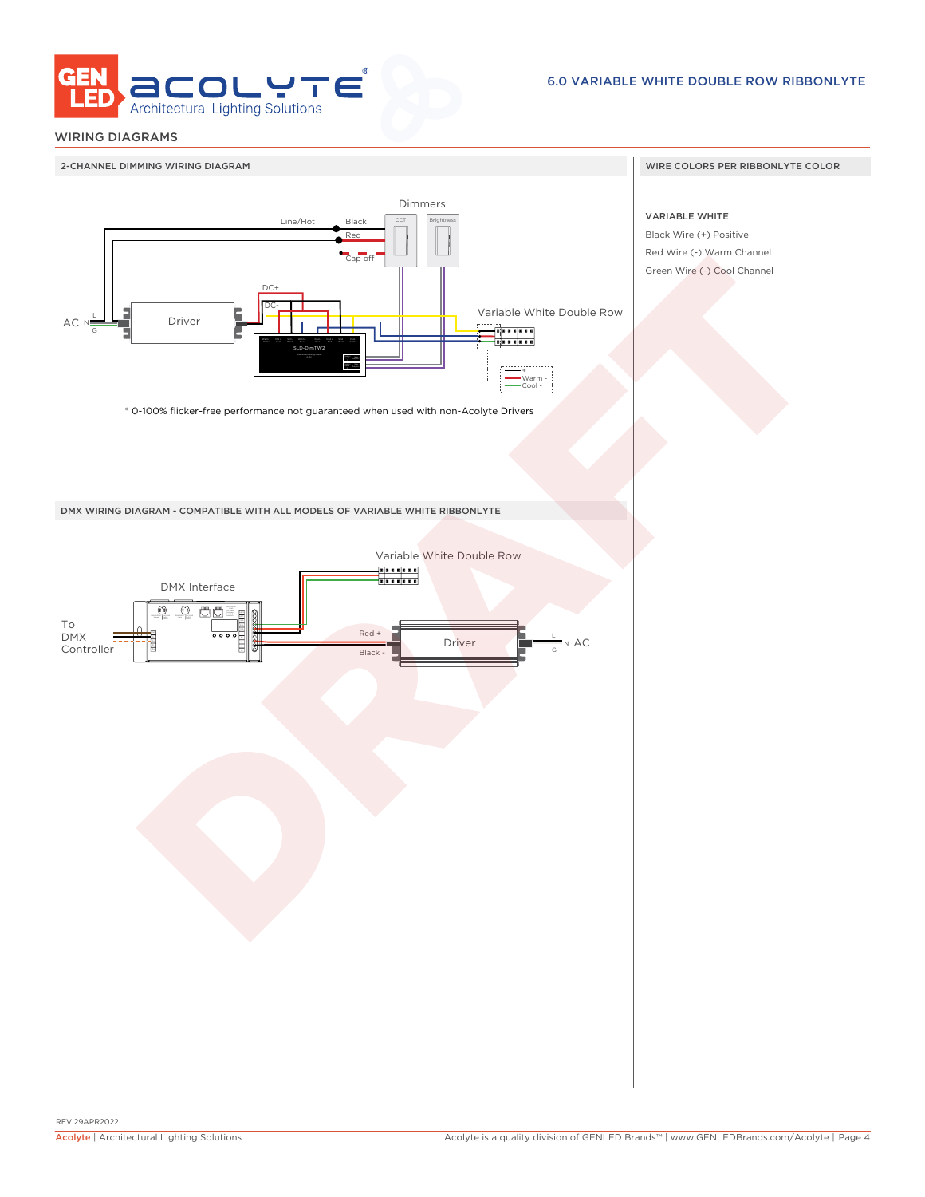# 6.0 VARIABLE WHITE DOUBLE ROW RIBBONLYTE

## WIRING DIAGRAMS

### 2-CHANNEL DIMMING WIRING DIAGRAM

Dimmers

CCT

Brightness

Line/Hot

Black

Red

Cap off

DC+

DC-

AC

L

N

G

Driver

SLD-DimTW2

Variable White Double Row

Warm -

Cool -

\* 0-100% flicker-free performance not guaranteed when used with non-Acolyte Drivers

### DMX WIRING DIAGRAM - COMPATIBLE WITH ALL MODELS OF VARIABLE WHITE RIBBONLYTE

Variable White Double Row

DMX Interface

To DMX Controller

Red +

Black -

Driver

L

N

G

AC

### WIRE COLORS PER RIBBONLYTE COLOR

VARIABLE WHITE

Black Wire (+) Positive

Red Wire (-) Warm Channel

Green Wire (-) Cool Channel

DRAFT

REV.29APR2022